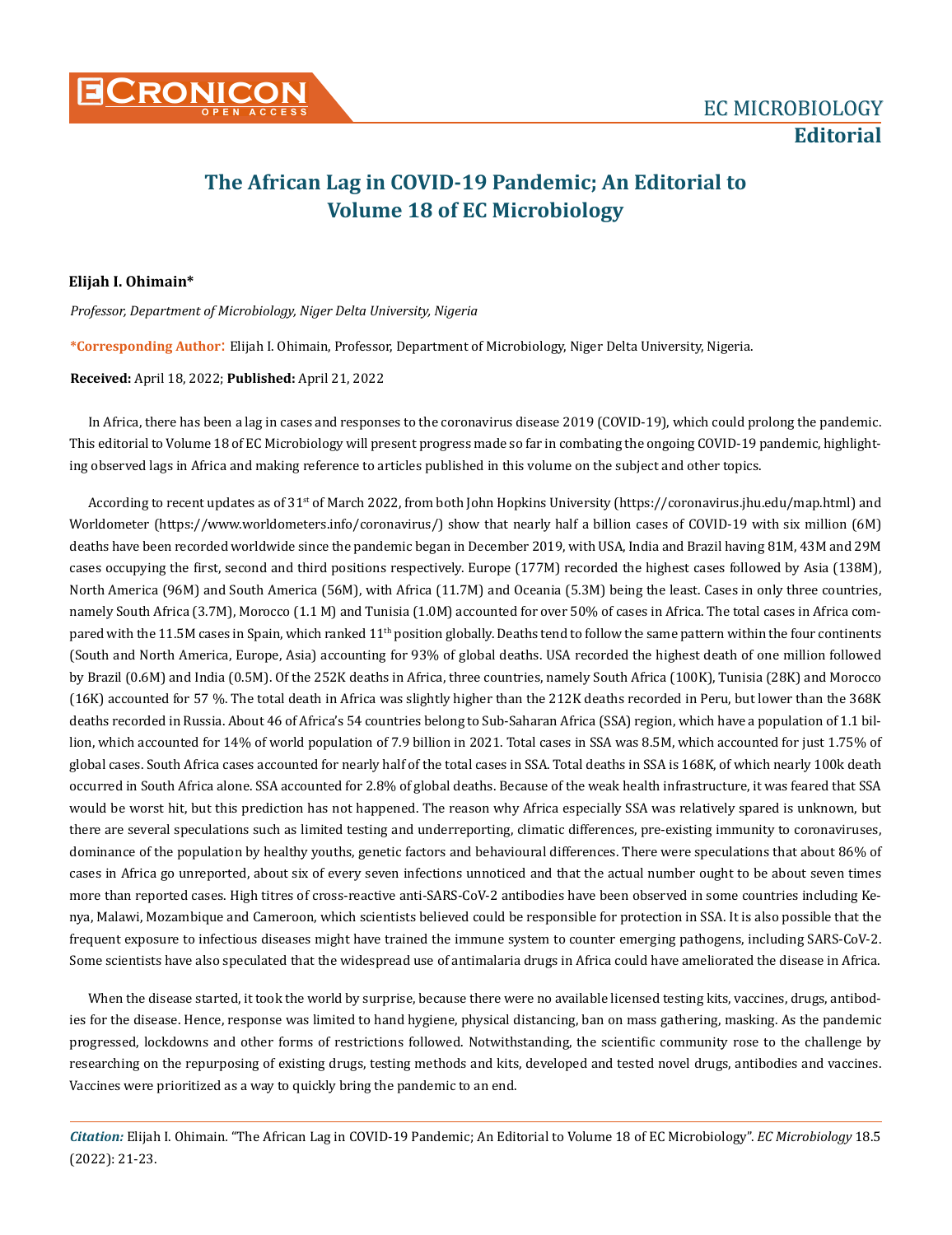# The African Lag in COVID-19 Pandemic; An Editorial to Volume 18 of EC Microbiology

**Elijah I. Ohimain***

*Professor, Department of Microbiology, Niger Delta University, Nigeria*

**\*Corresponding Author**: Elijah I. Ohimain, Professor, Department of Microbiology, Niger Delta University, Nigeria.

**Received:** April 18, 2022; **Published:** April 21, 2022

In Africa, there has been a lag in cases and responses to the coronavirus disease 2019 (COVID-19), which could prolong the pandemic. This editorial to Volume 18 of EC Microbiology will present progress made so far in combating the ongoing COVID-19 pandemic, highlighting observed lags in Africa and making reference to articles published in this volume on the subject and other topics.

According to recent updates as of 31st of March 2022, from both John Hopkins University (https://coronavirus.jhu.edu/map.html) and Worldometer (https://www.worldometers.info/coronavirus/) show that nearly half a billion cases of COVID-19 with six million (6M) deaths have been recorded worldwide since the pandemic began in December 2019, with USA, India and Brazil having 81M, 43M and 29M cases occupying the first, second and third positions respectively. Europe (177M) recorded the highest cases followed by Asia (138M), North America (96M) and South America (56M), with Africa (11.7M) and Oceania (5.3M) being the least. Cases in only three countries, namely South Africa (3.7M), Morocco (1.1 M) and Tunisia (1.0M) accounted for over 50% of cases in Africa. The total cases in Africa compared with the 11.5M cases in Spain, which ranked 11th position globally. Deaths tend to follow the same pattern within the four continents (South and North America, Europe, Asia) accounting for 93% of global deaths. USA recorded the highest death of one million followed by Brazil (0.6M) and India (0.5M). Of the 252K deaths in Africa, three countries, namely South Africa (100K), Tunisia (28K) and Morocco (16K) accounted for 57 %. The total death in Africa was slightly higher than the 212K deaths recorded in Peru, but lower than the 368K deaths recorded in Russia. About 46 of Africa's 54 countries belong to Sub-Saharan Africa (SSA) region, which have a population of 1.1 billion, which accounted for 14% of world population of 7.9 billion in 2021. Total cases in SSA was 8.5M, which accounted for just 1.75% of global cases. South Africa cases accounted for nearly half of the total cases in SSA. Total deaths in SSA is 168K, of which nearly 100k death occurred in South Africa alone. SSA accounted for 2.8% of global deaths. Because of the weak health infrastructure, it was feared that SSA would be worst hit, but this prediction has not happened. The reason why Africa especially SSA was relatively spared is unknown, but there are several speculations such as limited testing and underreporting, climatic differences, pre-existing immunity to coronaviruses, dominance of the population by healthy youths, genetic factors and behavioural differences. There were speculations that about 86% of cases in Africa go unreported, about six of every seven infections unnoticed and that the actual number ought to be about seven times more than reported cases. High titres of cross-reactive anti-SARS-CoV-2 antibodies have been observed in some countries including Kenya, Malawi, Mozambique and Cameroon, which scientists believed could be responsible for protection in SSA. It is also possible that the frequent exposure to infectious diseases might have trained the immune system to counter emerging pathogens, including SARS-CoV-2. Some scientists have also speculated that the widespread use of antimalaria drugs in Africa could have ameliorated the disease in Africa.

When the disease started, it took the world by surprise, because there were no available licensed testing kits, vaccines, drugs, antibodies for the disease. Hence, response was limited to hand hygiene, physical distancing, ban on mass gathering, masking. As the pandemic progressed, lockdowns and other forms of restrictions followed. Notwithstanding, the scientific community rose to the challenge by researching on the repurposing of existing drugs, testing methods and kits, developed and tested novel drugs, antibodies and vaccines. Vaccines were prioritized as a way to quickly bring the pandemic to an end.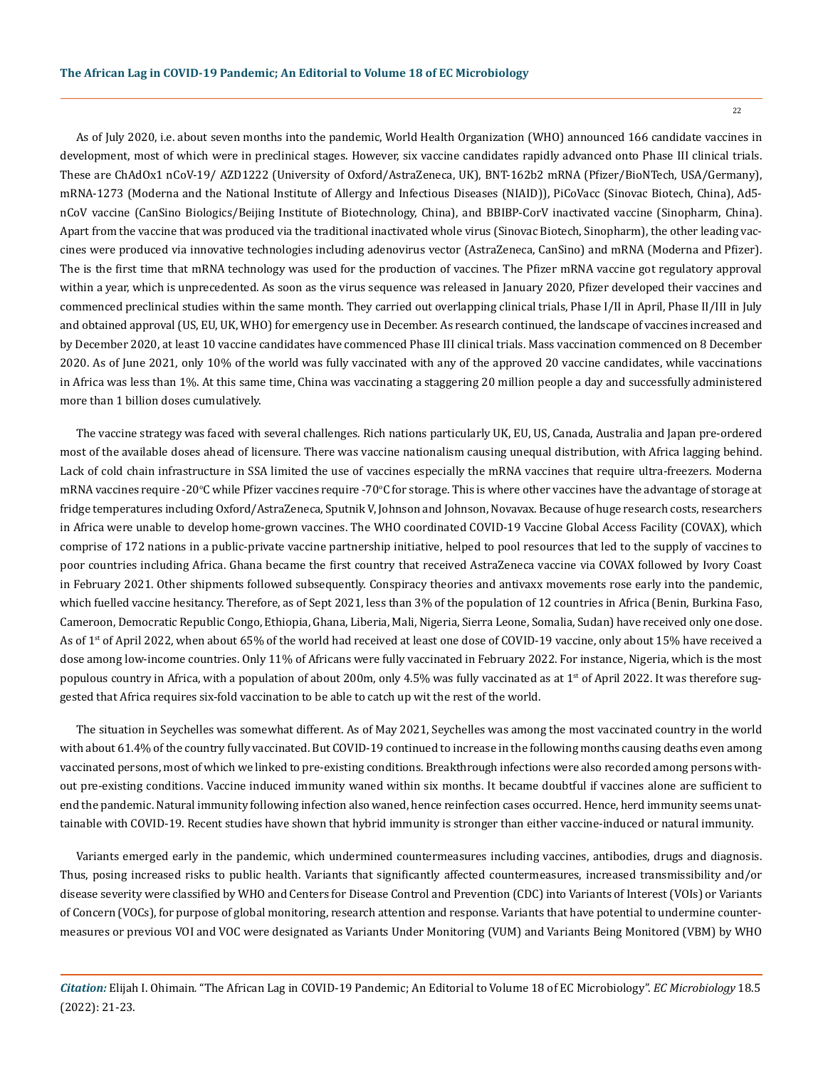As of July 2020, i.e. about seven months into the pandemic, World Health Organization (WHO) announced 166 candidate vaccines in development, most of which were in preclinical stages. However, six vaccine candidates rapidly advanced onto Phase III clinical trials. These are ChAdOx1 nCoV-19/ AZD1222 (University of Oxford/AstraZeneca, UK), BNT-162b2 mRNA (Pfizer/BioNTech, USA/Germany), mRNA-1273 (Moderna and the National Institute of Allergy and Infectious Diseases (NIAID)), PiCoVacc (Sinovac Biotech, China), Ad5-nCoV vaccine (CanSino Biologics/Beijing Institute of Biotechnology, China), and BBIBP-CorV inactivated vaccine (Sinopharm, China). Apart from the vaccine that was produced via the traditional inactivated whole virus (Sinovac Biotech, Sinopharm), the other leading vaccines were produced via innovative technologies including adenovirus vector (AstraZeneca, CanSino) and mRNA (Moderna and Pfizer). The is the first time that mRNA technology was used for the production of vaccines. The Pfizer mRNA vaccine got regulatory approval within a year, which is unprecedented. As soon as the virus sequence was released in January 2020, Pfizer developed their vaccines and commenced preclinical studies within the same month. They carried out overlapping clinical trials, Phase I/II in April, Phase II/III in July and obtained approval (US, EU, UK, WHO) for emergency use in December. As research continued, the landscape of vaccines increased and by December 2020, at least 10 vaccine candidates have commenced Phase III clinical trials. Mass vaccination commenced on 8 December 2020. As of June 2021, only 10% of the world was fully vaccinated with any of the approved 20 vaccine candidates, while vaccinations in Africa was less than 1%. At this same time, China was vaccinating a staggering 20 million people a day and successfully administered more than 1 billion doses cumulatively.

The vaccine strategy was faced with several challenges. Rich nations particularly UK, EU, US, Canada, Australia and Japan pre-ordered most of the available doses ahead of licensure. There was vaccine nationalism causing unequal distribution, with Africa lagging behind. Lack of cold chain infrastructure in SSA limited the use of vaccines especially the mRNA vaccines that require ultra-freezers. Moderna mRNA vaccines require -20°C while Pfizer vaccines require -70°C for storage. This is where other vaccines have the advantage of storage at fridge temperatures including Oxford/AstraZeneca, Sputnik V, Johnson and Johnson, Novavax. Because of huge research costs, researchers in Africa were unable to develop home-grown vaccines. The WHO coordinated COVID-19 Vaccine Global Access Facility (COVAX), which comprise of 172 nations in a public-private vaccine partnership initiative, helped to pool resources that led to the supply of vaccines to poor countries including Africa. Ghana became the first country that received AstraZeneca vaccine via COVAX followed by Ivory Coast in February 2021. Other shipments followed subsequently. Conspiracy theories and antivaxx movements rose early into the pandemic, which fuelled vaccine hesitancy. Therefore, as of Sept 2021, less than 3% of the population of 12 countries in Africa (Benin, Burkina Faso, Cameroon, Democratic Republic Congo, Ethiopia, Ghana, Liberia, Mali, Nigeria, Sierra Leone, Somalia, Sudan) have received only one dose. As of 1st of April 2022, when about 65% of the world had received at least one dose of COVID-19 vaccine, only about 15% have received a dose among low-income countries. Only 11% of Africans were fully vaccinated in February 2022. For instance, Nigeria, which is the most populous country in Africa, with a population of about 200m, only 4.5% was fully vaccinated as at 1st of April 2022. It was therefore suggested that Africa requires six-fold vaccination to be able to catch up wit the rest of the world.

The situation in Seychelles was somewhat different. As of May 2021, Seychelles was among the most vaccinated country in the world with about 61.4% of the country fully vaccinated. But COVID-19 continued to increase in the following months causing deaths even among vaccinated persons, most of which we linked to pre-existing conditions. Breakthrough infections were also recorded among persons without pre-existing conditions. Vaccine induced immunity waned within six months. It became doubtful if vaccines alone are sufficient to end the pandemic. Natural immunity following infection also waned, hence reinfection cases occurred. Hence, herd immunity seems unattainable with COVID-19. Recent studies have shown that hybrid immunity is stronger than either vaccine-induced or natural immunity.

Variants emerged early in the pandemic, which undermined countermeasures including vaccines, antibodies, drugs and diagnosis. Thus, posing increased risks to public health. Variants that significantly affected countermeasures, increased transmissibility and/or disease severity were classified by WHO and Centers for Disease Control and Prevention (CDC) into Variants of Interest (VOIs) or Variants of Concern (VOCs), for purpose of global monitoring, research attention and response. Variants that have potential to undermine countermeasures or previous VOI and VOC were designated as Variants Under Monitoring (VUM) and Variants Being Monitored (VBM) by WHO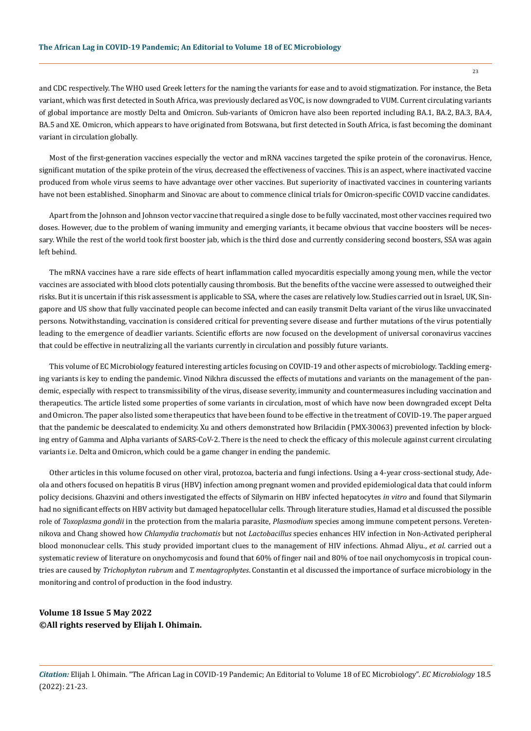and CDC respectively. The WHO used Greek letters for the naming the variants for ease and to avoid stigmatization. For instance, the Beta variant, which was first detected in South Africa, was previously declared as VOC, is now downgraded to VUM. Current circulating variants of global importance are mostly Delta and Omicron. Sub-variants of Omicron have also been reported including BA.1, BA.2, BA.3, BA.4, BA.5 and XE. Omicron, which appears to have originated from Botswana, but first detected in South Africa, is fast becoming the dominant variant in circulation globally.

Most of the first-generation vaccines especially the vector and mRNA vaccines targeted the spike protein of the coronavirus. Hence, significant mutation of the spike protein of the virus, decreased the effectiveness of vaccines. This is an aspect, where inactivated vaccine produced from whole virus seems to have advantage over other vaccines. But superiority of inactivated vaccines in countering variants have not been established. Sinopharm and Sinovac are about to commence clinical trials for Omicron-specific COVID vaccine candidates.

Apart from the Johnson and Johnson vector vaccine that required a single dose to be fully vaccinated, most other vaccines required two doses. However, due to the problem of waning immunity and emerging variants, it became obvious that vaccine boosters will be necessary. While the rest of the world took first booster jab, which is the third dose and currently considering second boosters, SSA was again left behind.

The mRNA vaccines have a rare side effects of heart inflammation called myocarditis especially among young men, while the vector vaccines are associated with blood clots potentially causing thrombosis. But the benefits of the vaccine were assessed to outweighed their risks. But it is uncertain if this risk assessment is applicable to SSA, where the cases are relatively low. Studies carried out in Israel, UK, Singapore and US show that fully vaccinated people can become infected and can easily transmit Delta variant of the virus like unvaccinated persons. Notwithstanding, vaccination is considered critical for preventing severe disease and further mutations of the virus potentially leading to the emergence of deadlier variants. Scientific efforts are now focused on the development of universal coronavirus vaccines that could be effective in neutralizing all the variants currently in circulation and possibly future variants.

This volume of EC Microbiology featured interesting articles focusing on COVID-19 and other aspects of microbiology. Tackling emerging variants is key to ending the pandemic. Vinod Nikhra discussed the effects of mutations and variants on the management of the pandemic, especially with respect to transmissibility of the virus, disease severity, immunity and countermeasures including vaccination and therapeutics. The article listed some properties of some variants in circulation, most of which have now been downgraded except Delta and Omicron. The paper also listed some therapeutics that have been found to be effective in the treatment of COVID-19. The paper argued that the pandemic be deescalated to endemicity. Xu and others demonstrated how Brilacidin (PMX-30063) prevented infection by blocking entry of Gamma and Alpha variants of SARS-CoV-2. There is the need to check the efficacy of this molecule against current circulating variants i.e. Delta and Omicron, which could be a game changer in ending the pandemic.

Other articles in this volume focused on other viral, protozoa, bacteria and fungi infections. Using a 4-year cross-sectional study, Adeola and others focused on hepatitis B virus (HBV) infection among pregnant women and provided epidemiological data that could inform policy decisions. Ghazvini and others investigated the effects of Silymarin on HBV infected hepatocytes *in vitro* and found that Silymarin had no significant effects on HBV activity but damaged hepatocellular cells. Through literature studies, Hamad et al discussed the possible role of *Toxoplasma gondii* in the protection from the malaria parasite, *Plasmodium* species among immune competent persons. Veretennikova and Chang showed how *Chlamydia trachomatis* but not *Lactobacillus* species enhances HIV infection in Non-Activated peripheral blood mononuclear cells. This study provided important clues to the management of HIV infections. Ahmad Aliyu., *et al*. carried out a systematic review of literature on onychomycosis and found that 60% of finger nail and 80% of toe nail onychomycosis in tropical countries are caused by *Trichophyton rubrum* and *T. mentagrophytes*. Constantin et al discussed the importance of surface microbiology in the monitoring and control of production in the food industry.

**Volume 18 Issue 5 May 2022**
**©All rights reserved by Elijah I. Ohimain.**